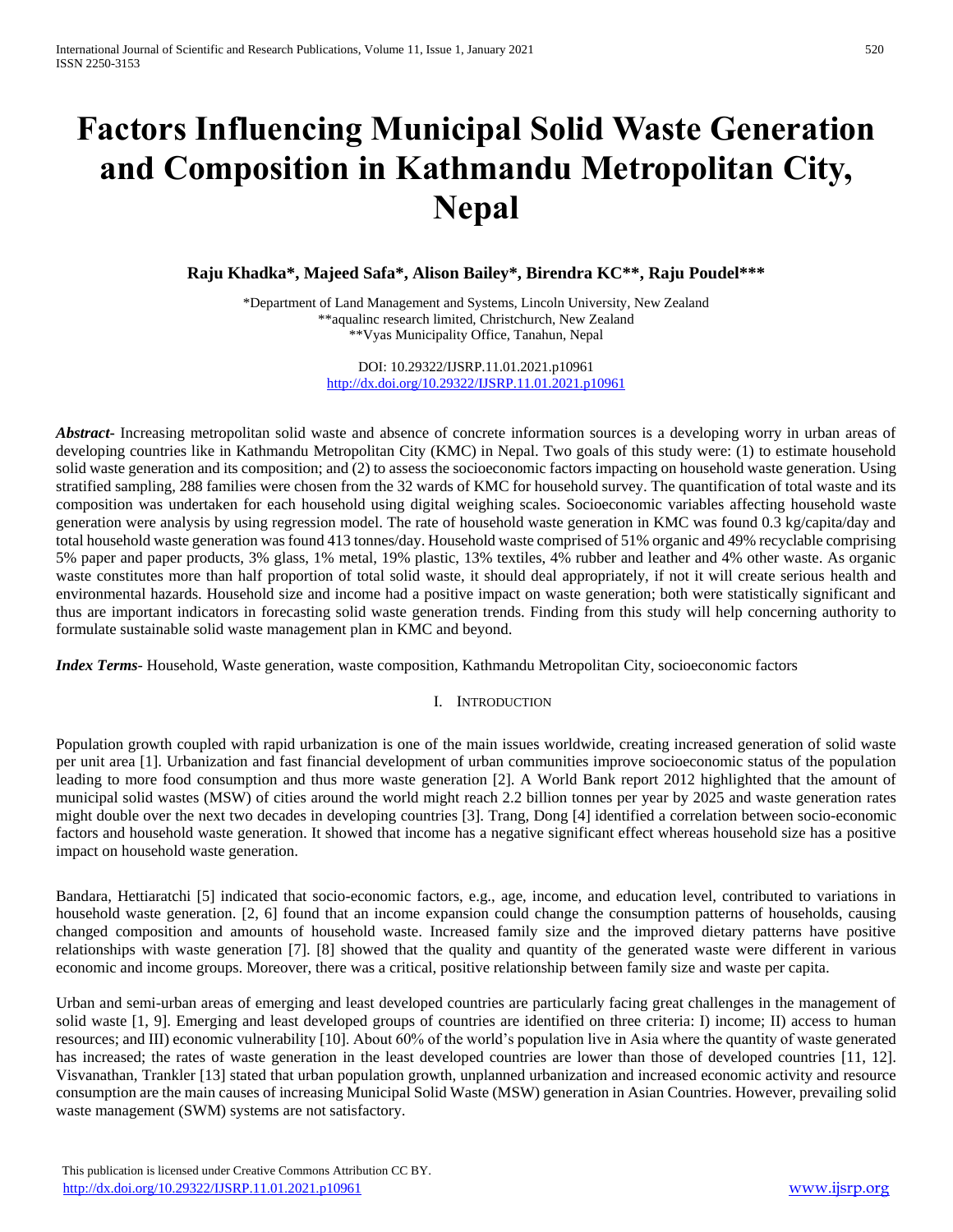# Factors Influencing Municipal Solid Waste Generation and Composition in Kathmandu Metropolitan City, Nepal

**Raju Khadka*, Majeed Safa*, Alison Bailey*, Birendra KC**, Raju Poudel*****

*Department of Land Management and Systems, Lincoln University, New Zealand
**aqualinc research limited, Christchurch, New Zealand
**Vyas Municipality Office, Tanahun, Nepal

DOI: 10.29322/IJSRP.11.01.2021.p10961
http://dx.doi.org/10.29322/IJSRP.11.01.2021.p10961

***Abstract-*** Increasing metropolitan solid waste and absence of concrete information sources is a developing worry in urban areas of developing countries like in Kathmandu Metropolitan City (KMC) in Nepal. Two goals of this study were: (1) to estimate household solid waste generation and its composition; and (2) to assess the socioeconomic factors impacting on household waste generation. Using stratified sampling, 288 families were chosen from the 32 wards of KMC for household survey. The quantification of total waste and its composition was undertaken for each household using digital weighing scales. Socioeconomic variables affecting household waste generation were analysis by using regression model. The rate of household waste generation in KMC was found 0.3 kg/capita/day and total household waste generation was found 413 tonnes/day. Household waste comprised of 51% organic and 49% recyclable comprising 5% paper and paper products, 3% glass, 1% metal, 19% plastic, 13% textiles, 4% rubber and leather and 4% other waste. As organic waste constitutes more than half proportion of total solid waste, it should deal appropriately, if not it will create serious health and environmental hazards. Household size and income had a positive impact on waste generation; both were statistically significant and thus are important indicators in forecasting solid waste generation trends. Finding from this study will help concerning authority to formulate sustainable solid waste management plan in KMC and beyond.

***Index Terms*-** Household, Waste generation, waste composition, Kathmandu Metropolitan City, socioeconomic factors

## I. Introduction

Population growth coupled with rapid urbanization is one of the main issues worldwide, creating increased generation of solid waste per unit area [1]. Urbanization and fast financial development of urban communities improve socioeconomic status of the population leading to more food consumption and thus more waste generation [2]. A World Bank report 2012 highlighted that the amount of municipal solid wastes (MSW) of cities around the world might reach 2.2 billion tonnes per year by 2025 and waste generation rates might double over the next two decades in developing countries [3]. Trang, Dong [4] identified a correlation between socio-economic factors and household waste generation. It showed that income has a negative significant effect whereas household size has a positive impact on household waste generation.

Bandara, Hettiaratchi [5] indicated that socio-economic factors, e.g., age, income, and education level, contributed to variations in household waste generation. [2, 6] found that an income expansion could change the consumption patterns of households, causing changed composition and amounts of household waste. Increased family size and the improved dietary patterns have positive relationships with waste generation [7]. [8] showed that the quality and quantity of the generated waste were different in various economic and income groups. Moreover, there was a critical, positive relationship between family size and waste per capita.

Urban and semi-urban areas of emerging and least developed countries are particularly facing great challenges in the management of solid waste [1, 9]. Emerging and least developed groups of countries are identified on three criteria: I) income; II) access to human resources; and III) economic vulnerability [10]. About 60% of the world's population live in Asia where the quantity of waste generated has increased; the rates of waste generation in the least developed countries are lower than those of developed countries [11, 12]. Visvanathan, Trankler [13] stated that urban population growth, unplanned urbanization and increased economic activity and resource consumption are the main causes of increasing Municipal Solid Waste (MSW) generation in Asian Countries. However, prevailing solid waste management (SWM) systems are not satisfactory.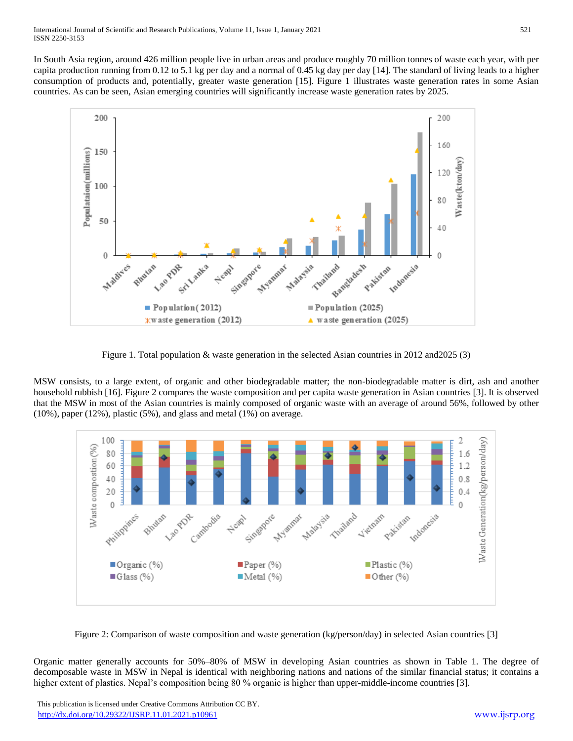In South Asia region, around 426 million people live in urban areas and produce roughly 70 million tonnes of waste each year, with per capita production running from 0.12 to 5.1 kg per day and a normal of 0.45 kg day per day [14]. The standard of living leads to a higher consumption of products and, potentially, greater waste generation [15]. Figure 1 illustrates waste generation rates in some Asian countries. As can be seen, Asian emerging countries will significantly increase waste generation rates by 2025.

Populataion(millions)
200
150
100
50
0

Waste(kton/day)
200
160
120
80
40
0

Maldives
Bhutan
Lao PDR
Sri Lanka
Neapl
Singapore
Myanmar
Malaysia
Thailand
Bangladesh
Pakistan
Indonesia

Population(2012)
Population (2025)
waste generation (2012)
waste generation (2025)

Figure 1. Total population & waste generation in the selected Asian countries in 2012 and2025 (3)

MSW consists, to a large extent, of organic and other biodegradable matter; the non-biodegradable matter is dirt, ash and another household rubbish [16]. Figure 2 compares the waste composition and per capita waste generation in Asian countries [3]. It is observed that the MSW in most of the Asian countries is mainly composed of organic waste with an average of around 56%, followed by other (10%), paper (12%), plastic (5%), and glass and metal (1%) on average.

Waste compostion (%)
100
80
60
40
20
0

Waste Generation(kg/person/day)
2
1.6
1.2
0.8
0.4
0

Philippines
Bhutan
Lao PDR
Cambodia
Neapl
Singapore
Myanmar
Malaysia
Thailand
Vietnam
Pakistan
Indonesia

Organic (%)
Paper (%)
Plastic (%)
Glass (%)
Metal (%)
Other (%)

Figure 2: Comparison of waste composition and waste generation (kg/person/day) in selected Asian countries [3]

Organic matter generally accounts for 50%–80% of MSW in developing Asian countries as shown in Table 1. The degree of decomposable waste in MSW in Nepal is identical with neighboring nations and nations of the similar financial status; it contains a higher extent of plastics. Nepal's composition being 80 % organic is higher than upper-middle-income countries [3].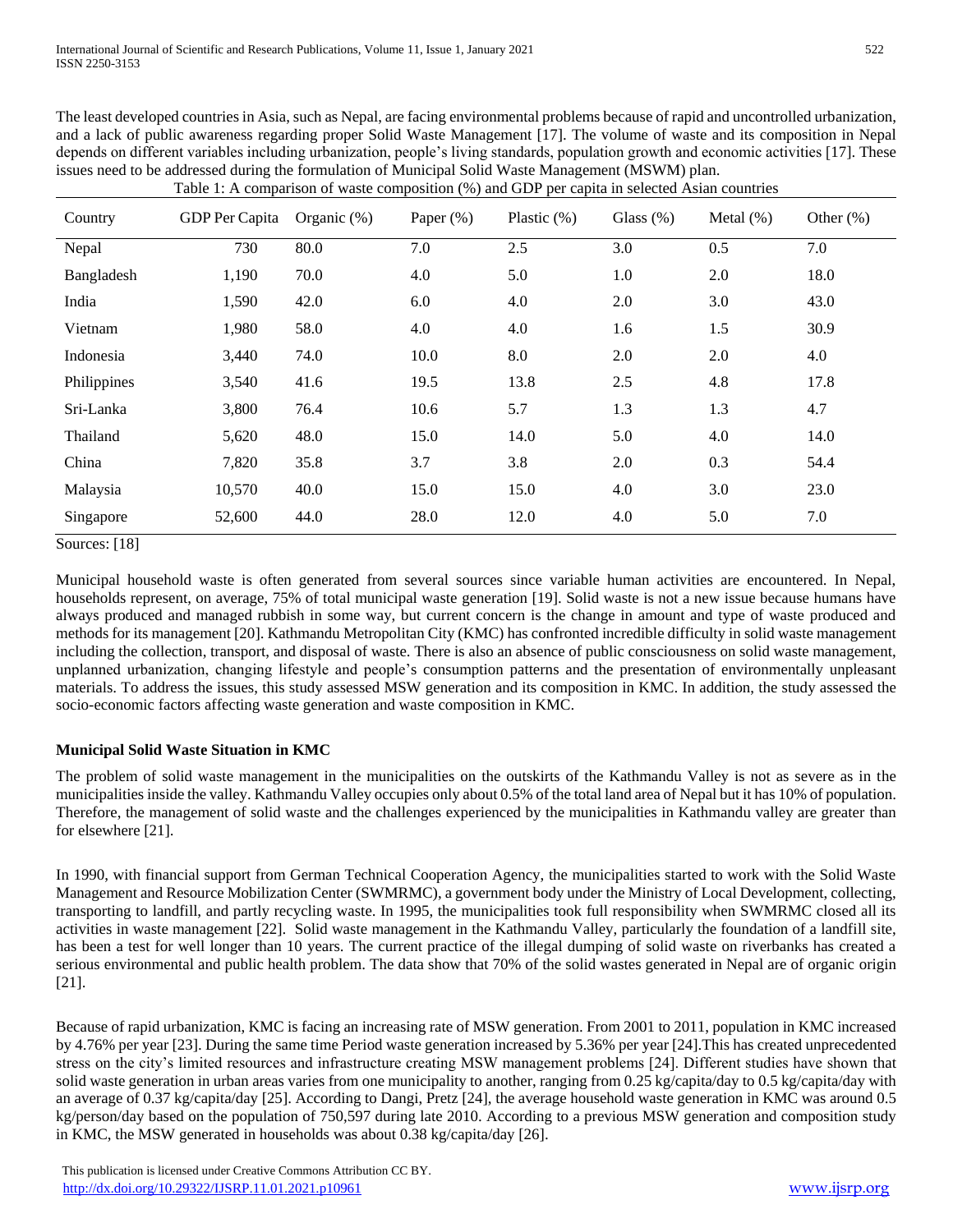The least developed countries in Asia, such as Nepal, are facing environmental problems because of rapid and uncontrolled urbanization, and a lack of public awareness regarding proper Solid Waste Management [17]. The volume of waste and its composition in Nepal depends on different variables including urbanization, people's living standards, population growth and economic activities [17]. These issues need to be addressed during the formulation of Municipal Solid Waste Management (MSWM) plan.

Table 1: A comparison of waste composition (%) and GDP per capita in selected Asian countries

| Country | GDP Per Capita | Organic (%) | Paper (%) | Plastic (%) | Glass (%) | Metal (%) | Other (%) |
|---|---|---|---|---|---|---|---|
| Nepal | 730 | 80.0 | 7.0 | 2.5 | 3.0 | 0.5 | 7.0 |
| Bangladesh | 1,190 | 70.0 | 4.0 | 5.0 | 1.0 | 2.0 | 18.0 |
| India | 1,590 | 42.0 | 6.0 | 4.0 | 2.0 | 3.0 | 43.0 |
| Vietnam | 1,980 | 58.0 | 4.0 | 4.0 | 1.6 | 1.5 | 30.9 |
| Indonesia | 3,440 | 74.0 | 10.0 | 8.0 | 2.0 | 2.0 | 4.0 |
| Philippines | 3,540 | 41.6 | 19.5 | 13.8 | 2.5 | 4.8 | 17.8 |
| Sri-Lanka | 3,800 | 76.4 | 10.6 | 5.7 | 1.3 | 1.3 | 4.7 |
| Thailand | 5,620 | 48.0 | 15.0 | 14.0 | 5.0 | 4.0 | 14.0 |
| China | 7,820 | 35.8 | 3.7 | 3.8 | 2.0 | 0.3 | 54.4 |
| Malaysia | 10,570 | 40.0 | 15.0 | 15.0 | 4.0 | 3.0 | 23.0 |
| Singapore | 52,600 | 44.0 | 28.0 | 12.0 | 4.0 | 5.0 | 7.0 |

Sources: [18]

Municipal household waste is often generated from several sources since variable human activities are encountered. In Nepal, households represent, on average, 75% of total municipal waste generation [19]. Solid waste is not a new issue because humans have always produced and managed rubbish in some way, but current concern is the change in amount and type of waste produced and methods for its management [20]. Kathmandu Metropolitan City (KMC) has confronted incredible difficulty in solid waste management including the collection, transport, and disposal of waste. There is also an absence of public consciousness on solid waste management, unplanned urbanization, changing lifestyle and people's consumption patterns and the presentation of environmentally unpleasant materials. To address the issues, this study assessed MSW generation and its composition in KMC. In addition, the study assessed the socio-economic factors affecting waste generation and waste composition in KMC.

**Municipal Solid Waste Situation in KMC**

The problem of solid waste management in the municipalities on the outskirts of the Kathmandu Valley is not as severe as in the municipalities inside the valley. Kathmandu Valley occupies only about 0.5% of the total land area of Nepal but it has 10% of population. Therefore, the management of solid waste and the challenges experienced by the municipalities in Kathmandu valley are greater than for elsewhere [21].

In 1990, with financial support from German Technical Cooperation Agency, the municipalities started to work with the Solid Waste Management and Resource Mobilization Center (SWMRMC), a government body under the Ministry of Local Development, collecting, transporting to landfill, and partly recycling waste. In 1995, the municipalities took full responsibility when SWMRMC closed all its activities in waste management [22]. Solid waste management in the Kathmandu Valley, particularly the foundation of a landfill site, has been a test for well longer than 10 years. The current practice of the illegal dumping of solid waste on riverbanks has created a serious environmental and public health problem. The data show that 70% of the solid wastes generated in Nepal are of organic origin [21].

Because of rapid urbanization, KMC is facing an increasing rate of MSW generation. From 2001 to 2011, population in KMC increased by 4.76% per year [23]. During the same time Period waste generation increased by 5.36% per year [24].This has created unprecedented stress on the city's limited resources and infrastructure creating MSW management problems [24]. Different studies have shown that solid waste generation in urban areas varies from one municipality to another, ranging from 0.25 kg/capita/day to 0.5 kg/capita/day with an average of 0.37 kg/capita/day [25]. According to Dangi, Pretz [24], the average household waste generation in KMC was around 0.5 kg/person/day based on the population of 750,597 during late 2010. According to a previous MSW generation and composition study in KMC, the MSW generated in households was about 0.38 kg/capita/day [26].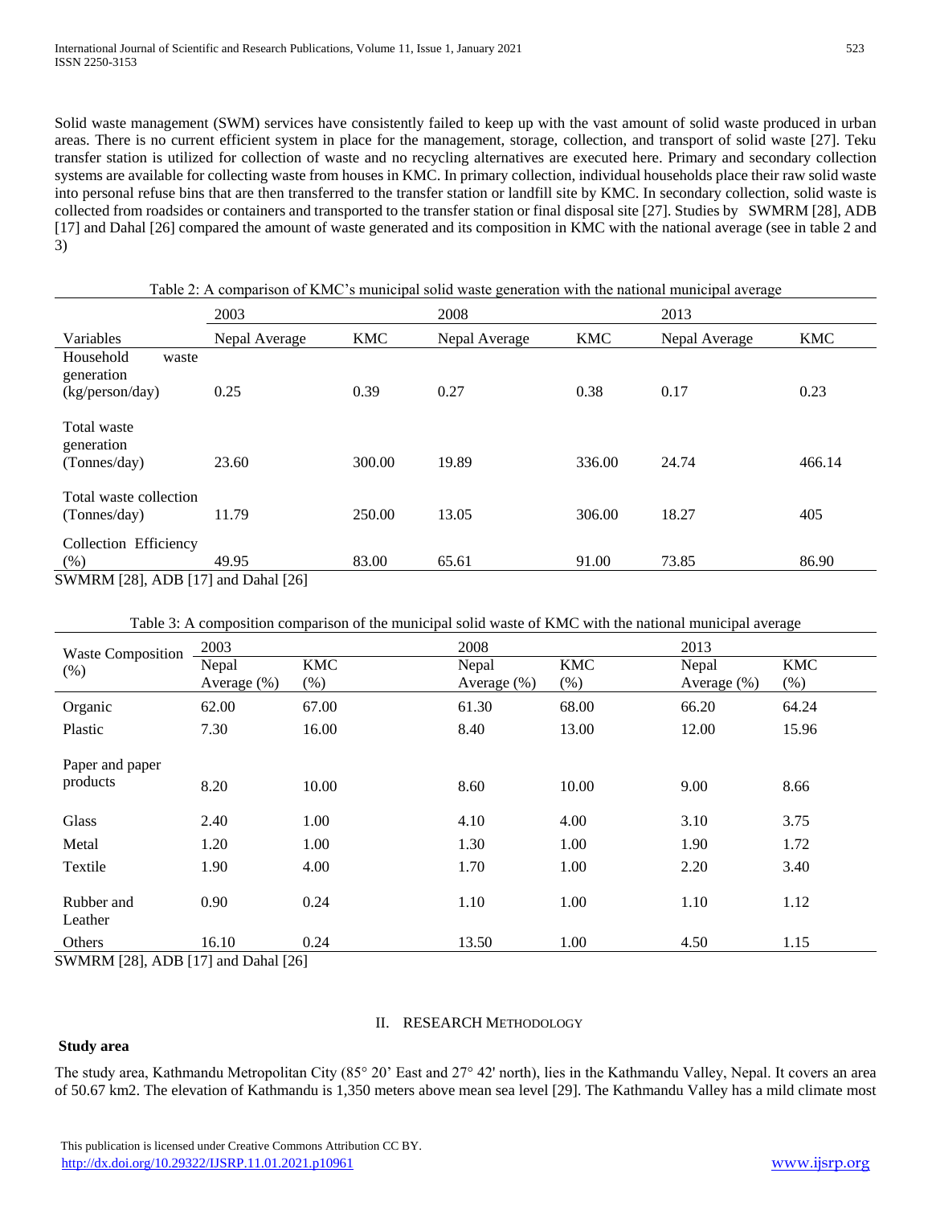Solid waste management (SWM) services have consistently failed to keep up with the vast amount of solid waste produced in urban areas. There is no current efficient system in place for the management, storage, collection, and transport of solid waste [27]. Teku transfer station is utilized for collection of waste and no recycling alternatives are executed here. Primary and secondary collection systems are available for collecting waste from houses in KMC. In primary collection, individual households place their raw solid waste into personal refuse bins that are then transferred to the transfer station or landfill site by KMC. In secondary collection, solid waste is collected from roadsides or containers and transported to the transfer station or final disposal site [27]. Studies by SWMRM [28], ADB [17] and Dahal [26] compared the amount of waste generated and its composition in KMC with the national average (see in table 2 and 3)

Table 2: A comparison of KMC's municipal solid waste generation with the national municipal average

| | 2003 | | 2008 | | 2013 | |
|---|---|---|---|---|---|---|
| Variables | Nepal Average | KMC | Nepal Average | KMC | Nepal Average | KMC |
| Household waste generation (kg/person/day) | 0.25 | 0.39 | 0.27 | 0.38 | 0.17 | 0.23 |
| Total waste generation (Tonnes/day) | 23.60 | 300.00 | 19.89 | 336.00 | 24.74 | 466.14 |
| Total waste collection (Tonnes/day) | 11.79 | 250.00 | 13.05 | 306.00 | 18.27 | 405 |
| Collection Efficiency (%) | 49.95 | 83.00 | 65.61 | 91.00 | 73.85 | 86.90 |

SWMRM [28], ADB [17] and Dahal [26]

Table 3: A composition comparison of the municipal solid waste of KMC with the national municipal average

| Waste Composition (%) | 2003 | | 2008 | | 2013 | |
|---|---|---|---|---|---|---|
| | Nepal Average (%) | KMC (%) | Nepal Average (%) | KMC (%) | Nepal Average (%) | KMC (%) |
| Organic | 62.00 | 67.00 | 61.30 | 68.00 | 66.20 | 64.24 |
| Plastic | 7.30 | 16.00 | 8.40 | 13.00 | 12.00 | 15.96 |
| Paper and paper products | 8.20 | 10.00 | 8.60 | 10.00 | 9.00 | 8.66 |
| Glass | 2.40 | 1.00 | 4.10 | 4.00 | 3.10 | 3.75 |
| Metal | 1.20 | 1.00 | 1.30 | 1.00 | 1.90 | 1.72 |
| Textile | 1.90 | 4.00 | 1.70 | 1.00 | 2.20 | 3.40 |
| Rubber and Leather | 0.90 | 0.24 | 1.10 | 1.00 | 1.10 | 1.12 |
| Others | 16.10 | 0.24 | 13.50 | 1.00 | 4.50 | 1.15 |

SWMRM [28], ADB [17] and Dahal [26]

## II. RESEARCH METHODOLOGY

### Study area

The study area, Kathmandu Metropolitan City (85° 20' East and 27° 42' north), lies in the Kathmandu Valley, Nepal. It covers an area of 50.67 km2. The elevation of Kathmandu is 1,350 meters above mean sea level [29]. The Kathmandu Valley has a mild climate most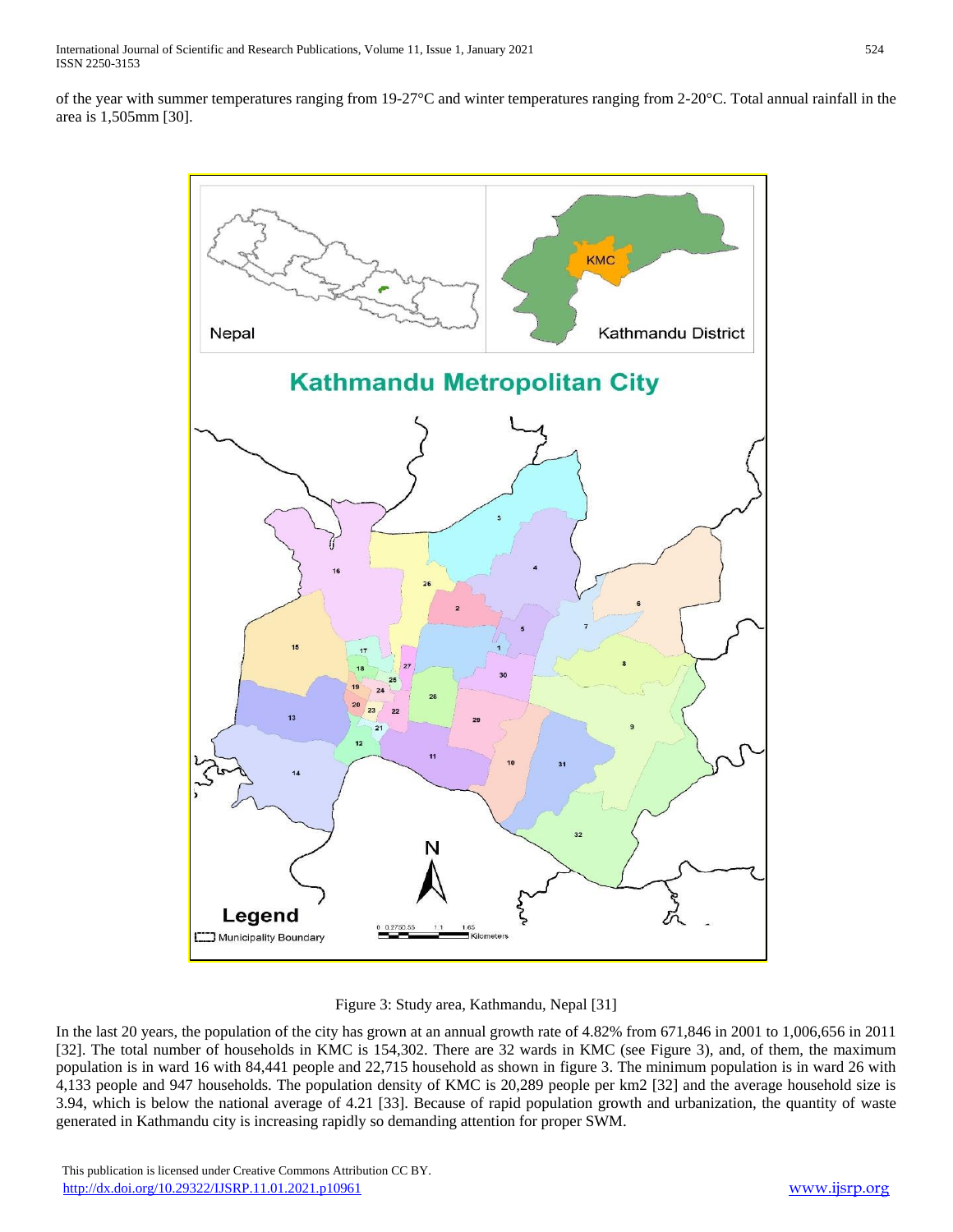of the year with summer temperatures ranging from 19-27°C and winter temperatures ranging from 2-20°C. Total annual rainfall in the area is 1,505mm [30].

Figure 3: Study area, Kathmandu, Nepal [31]

In the last 20 years, the population of the city has grown at an annual growth rate of 4.82% from 671,846 in 2001 to 1,006,656 in 2011 [32]. The total number of households in KMC is 154,302. There are 32 wards in KMC (see Figure 3), and, of them, the maximum population is in ward 16 with 84,441 people and 22,715 household as shown in figure 3. The minimum population is in ward 26 with 4,133 people and 947 households. The population density of KMC is 20,289 people per km2 [32] and the average household size is 3.94, which is below the national average of 4.21 [33]. Because of rapid population growth and urbanization, the quantity of waste generated in Kathmandu city is increasing rapidly so demanding attention for proper SWM.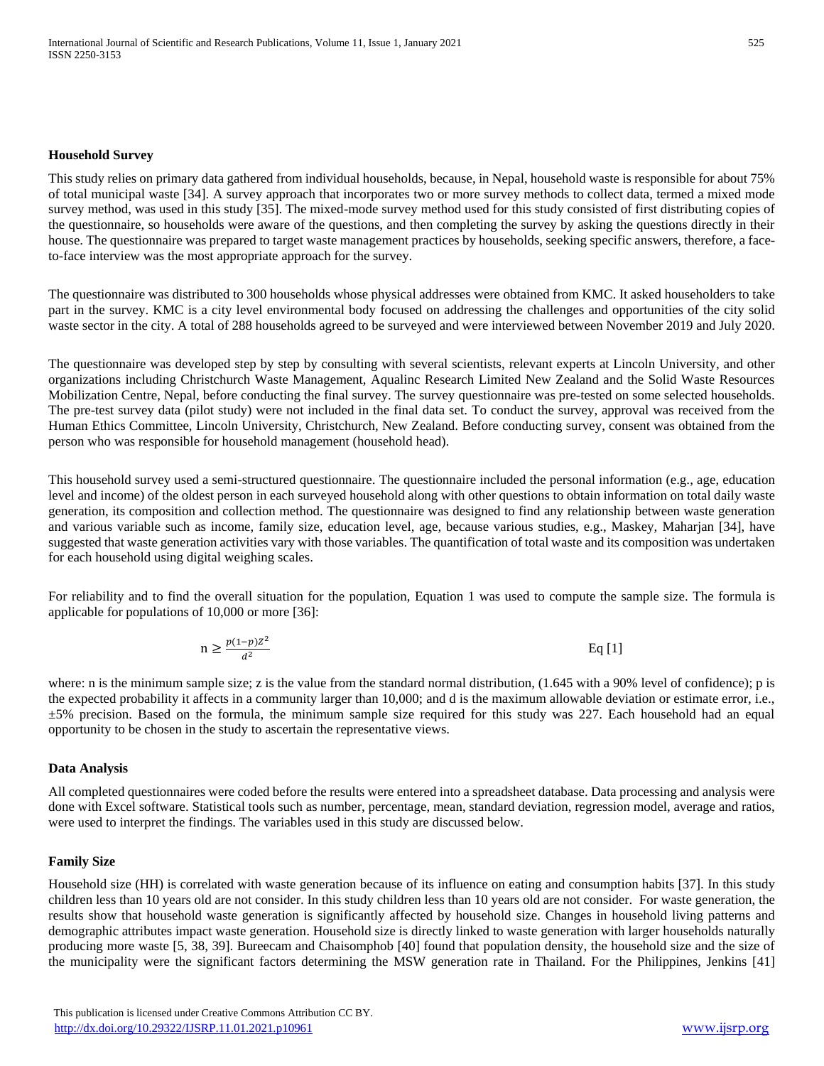### Household Survey

This study relies on primary data gathered from individual households, because, in Nepal, household waste is responsible for about 75% of total municipal waste [34]. A survey approach that incorporates two or more survey methods to collect data, termed a mixed mode survey method, was used in this study [35]. The mixed-mode survey method used for this study consisted of first distributing copies of the questionnaire, so households were aware of the questions, and then completing the survey by asking the questions directly in their house. The questionnaire was prepared to target waste management practices by households, seeking specific answers, therefore, a face-to-face interview was the most appropriate approach for the survey.

The questionnaire was distributed to 300 households whose physical addresses were obtained from KMC. It asked householders to take part in the survey. KMC is a city level environmental body focused on addressing the challenges and opportunities of the city solid waste sector in the city. A total of 288 households agreed to be surveyed and were interviewed between November 2019 and July 2020.

The questionnaire was developed step by step by consulting with several scientists, relevant experts at Lincoln University, and other organizations including Christchurch Waste Management, Aqualinc Research Limited New Zealand and the Solid Waste Resources Mobilization Centre, Nepal, before conducting the final survey. The survey questionnaire was pre-tested on some selected households. The pre-test survey data (pilot study) were not included in the final data set. To conduct the survey, approval was received from the Human Ethics Committee, Lincoln University, Christchurch, New Zealand. Before conducting survey, consent was obtained from the person who was responsible for household management (household head).

This household survey used a semi-structured questionnaire. The questionnaire included the personal information (e.g., age, education level and income) of the oldest person in each surveyed household along with other questions to obtain information on total daily waste generation, its composition and collection method. The questionnaire was designed to find any relationship between waste generation and various variable such as income, family size, education level, age, because various studies, e.g., Maskey, Maharjan [34], have suggested that waste generation activities vary with those variables. The quantification of total waste and its composition was undertaken for each household using digital weighing scales.

For reliability and to find the overall situation for the population, Equation 1 was used to compute the sample size. The formula is applicable for populations of 10,000 or more [36]:

$$n \geq \frac{p(1-p)Z^2}{d^2} \qquad \text{Eq [1]}$$

where: n is the minimum sample size; z is the value from the standard normal distribution, (1.645 with a 90% level of confidence); p is the expected probability it affects in a community larger than 10,000; and d is the maximum allowable deviation or estimate error, i.e., ±5% precision. Based on the formula, the minimum sample size required for this study was 227. Each household had an equal opportunity to be chosen in the study to ascertain the representative views.

### Data Analysis

All completed questionnaires were coded before the results were entered into a spreadsheet database. Data processing and analysis were done with Excel software. Statistical tools such as number, percentage, mean, standard deviation, regression model, average and ratios, were used to interpret the findings. The variables used in this study are discussed below.

### Family Size

Household size (HH) is correlated with waste generation because of its influence on eating and consumption habits [37]. In this study children less than 10 years old are not consider. In this study children less than 10 years old are not consider. For waste generation, the results show that household waste generation is significantly affected by household size. Changes in household living patterns and demographic attributes impact waste generation. Household size is directly linked to waste generation with larger households naturally producing more waste [5, 38, 39]. Bureecam and Chaisomphob [40] found that population density, the household size and the size of the municipality were the significant factors determining the MSW generation rate in Thailand. For the Philippines, Jenkins [41]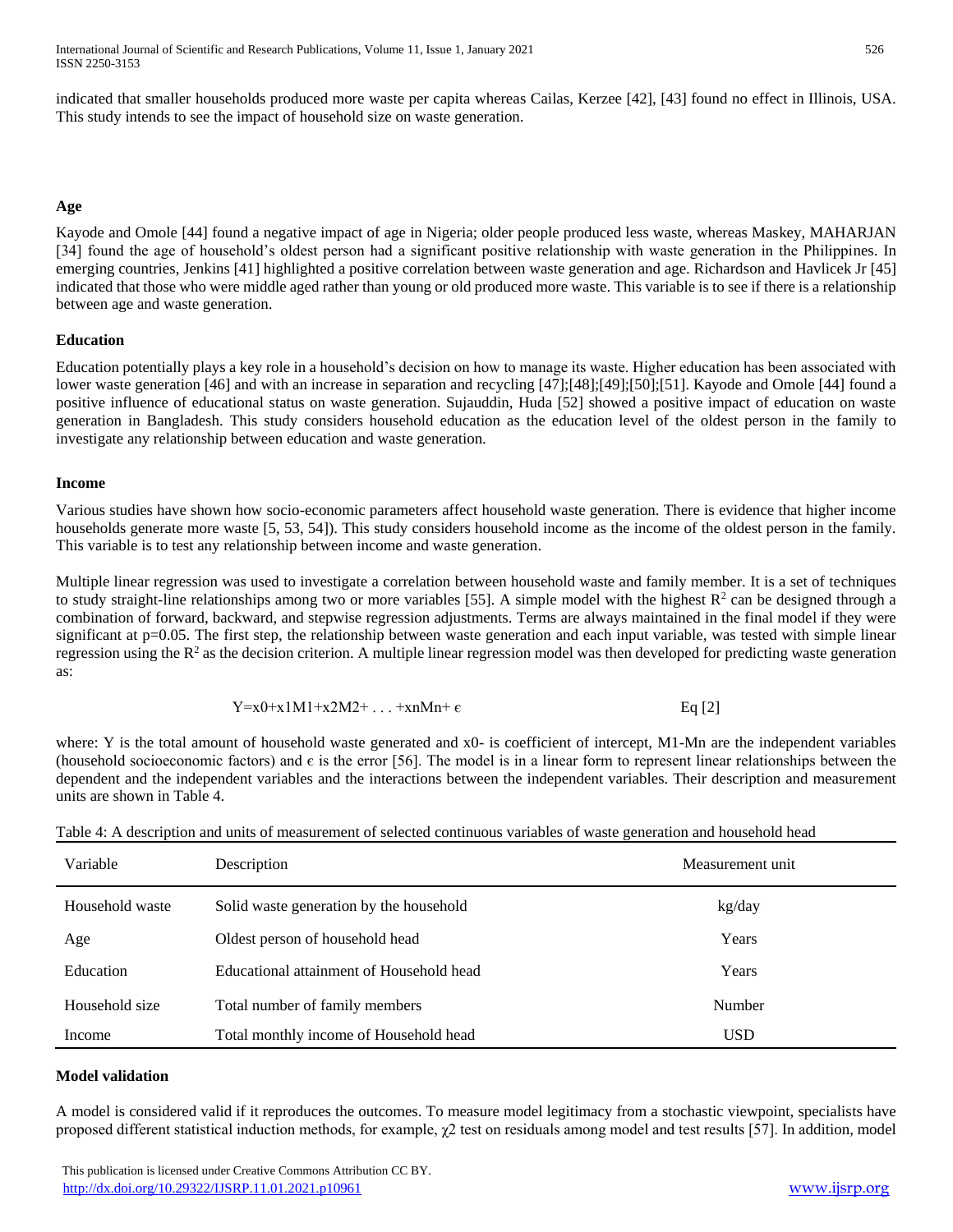indicated that smaller households produced more waste per capita whereas Cailas, Kerzee [42], [43] found no effect in Illinois, USA. This study intends to see the impact of household size on waste generation.

### Age

Kayode and Omole [44] found a negative impact of age in Nigeria; older people produced less waste, whereas Maskey, MAHARJAN [34] found the age of household's oldest person had a significant positive relationship with waste generation in the Philippines. In emerging countries, Jenkins [41] highlighted a positive correlation between waste generation and age. Richardson and Havlicek Jr [45] indicated that those who were middle aged rather than young or old produced more waste. This variable is to see if there is a relationship between age and waste generation.

### Education

Education potentially plays a key role in a household's decision on how to manage its waste. Higher education has been associated with lower waste generation [46] and with an increase in separation and recycling [47];[48];[49];[50];[51]. Kayode and Omole [44] found a positive influence of educational status on waste generation. Sujauddin, Huda [52] showed a positive impact of education on waste generation in Bangladesh. This study considers household education as the education level of the oldest person in the family to investigate any relationship between education and waste generation.

### Income

Various studies have shown how socio-economic parameters affect household waste generation. There is evidence that higher income households generate more waste [5, 53, 54]). This study considers household income as the income of the oldest person in the family. This variable is to test any relationship between income and waste generation.

Multiple linear regression was used to investigate a correlation between household waste and family member. It is a set of techniques to study straight-line relationships among two or more variables [55]. A simple model with the highest $R^2$ can be designed through a combination of forward, backward, and stepwise regression adjustments. Terms are always maintained in the final model if they were significant at p=0.05. The first step, the relationship between waste generation and each input variable, was tested with simple linear regression using the $R^2$ as the decision criterion. A multiple linear regression model was then developed for predicting waste generation as:

$$Y = x0 + x1M1 + x2M2 + \ldots + xnMn + \epsilon \qquad \text{Eq [2]}$$

where: Y is the total amount of household waste generated and x0- is coefficient of intercept, M1-Mn are the independent variables (household socioeconomic factors) and ϵ is the error [56]. The model is in a linear form to represent linear relationships between the dependent and the independent variables and the interactions between the independent variables. Their description and measurement units are shown in Table 4.

Table 4: A description and units of measurement of selected continuous variables of waste generation and household head

| Variable | Description | Measurement unit |
|---|---|---|
| Household waste | Solid waste generation by the household | kg/day |
| Age | Oldest person of household head | Years |
| Education | Educational attainment of Household head | Years |
| Household size | Total number of family members | Number |
| Income | Total monthly income of Household head | USD |

### Model validation

A model is considered valid if it reproduces the outcomes. To measure model legitimacy from a stochastic viewpoint, specialists have proposed different statistical induction methods, for example, $\chi 2$ test on residuals among model and test results [57]. In addition, model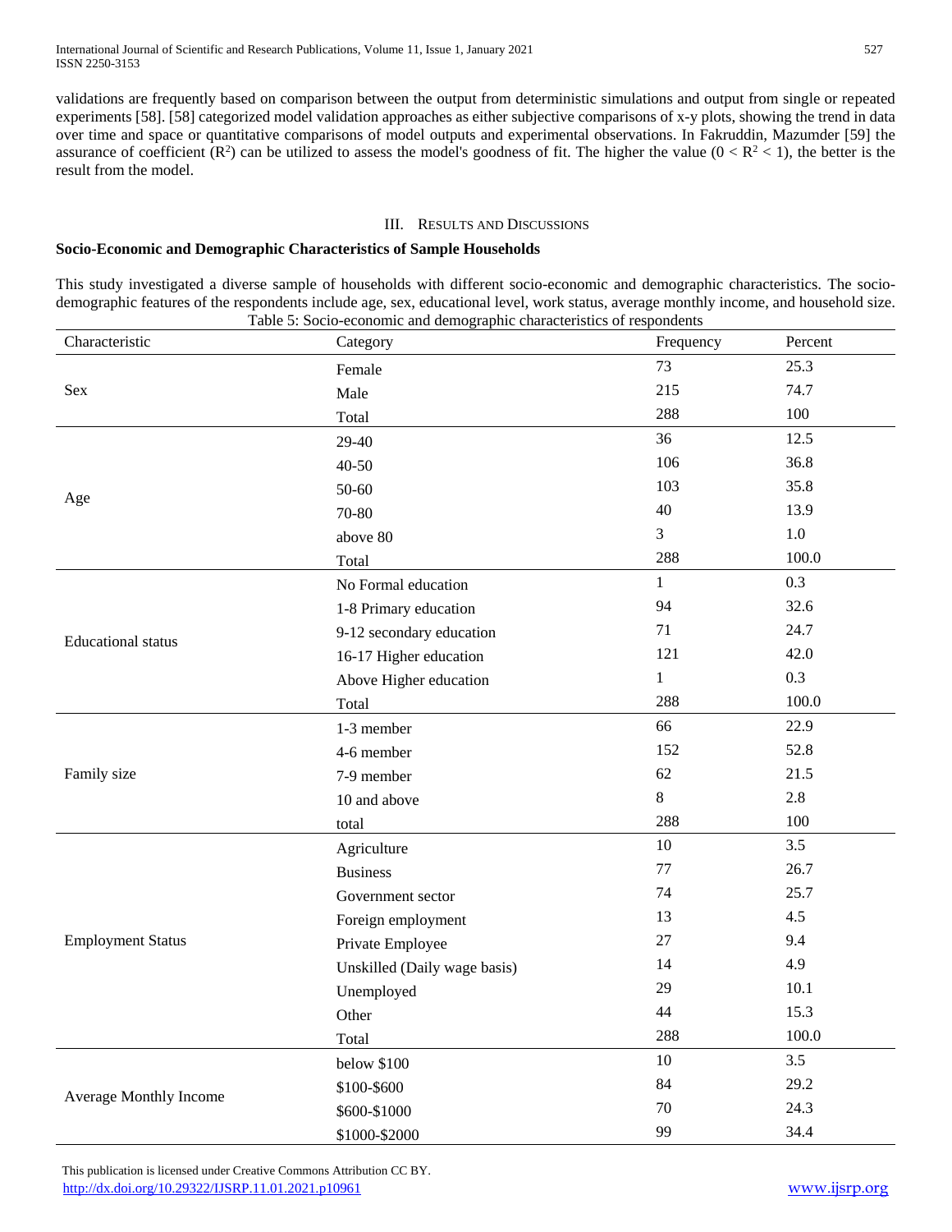validations are frequently based on comparison between the output from deterministic simulations and output from single or repeated experiments [58]. [58] categorized model validation approaches as either subjective comparisons of x-y plots, showing the trend in data over time and space or quantitative comparisons of model outputs and experimental observations. In Fakruddin, Mazumder [59] the assurance of coefficient ($R^2$) can be utilized to assess the model's goodness of fit. The higher the value ($0 < R^2 < 1$), the better is the result from the model.

## III. Results and Discussions

### Socio-Economic and Demographic Characteristics of Sample Households

This study investigated a diverse sample of households with different socio-economic and demographic characteristics. The socio-demographic features of the respondents include age, sex, educational level, work status, average monthly income, and household size.

Table 5: Socio-economic and demographic characteristics of respondents

| Characteristic | Category | Frequency | Percent |
|---|---|---|---|
| Sex | Female | 73 | 25.3 |
| | Male | 215 | 74.7 |
| | Total | 288 | 100 |
| Age | 29-40 | 36 | 12.5 |
| | 40-50 | 106 | 36.8 |
| | 50-60 | 103 | 35.8 |
| | 70-80 | 40 | 13.9 |
| | above 80 | 3 | 1.0 |
| | Total | 288 | 100.0 |
| Educational status | No Formal education | 1 | 0.3 |
| | 1-8 Primary education | 94 | 32.6 |
| | 9-12 secondary education | 71 | 24.7 |
| | 16-17 Higher education | 121 | 42.0 |
| | Above Higher education | 1 | 0.3 |
| | Total | 288 | 100.0 |
| Family size | 1-3 member | 66 | 22.9 |
| | 4-6 member | 152 | 52.8 |
| | 7-9 member | 62 | 21.5 |
| | 10 and above | 8 | 2.8 |
| | total | 288 | 100 |
| Employment Status | Agriculture | 10 | 3.5 |
| | Business | 77 | 26.7 |
| | Government sector | 74 | 25.7 |
| | Foreign employment | 13 | 4.5 |
| | Private Employee | 27 | 9.4 |
| | Unskilled (Daily wage basis) | 14 | 4.9 |
| | Unemployed | 29 | 10.1 |
| | Other | 44 | 15.3 |
| | Total | 288 | 100.0 |
| Average Monthly Income | below $100 | 10 | 3.5 |
| | $100-$600 | 84 | 29.2 |
| | $600-$1000 | 70 | 24.3 |
| | $1000-$2000 | 99 | 34.4 |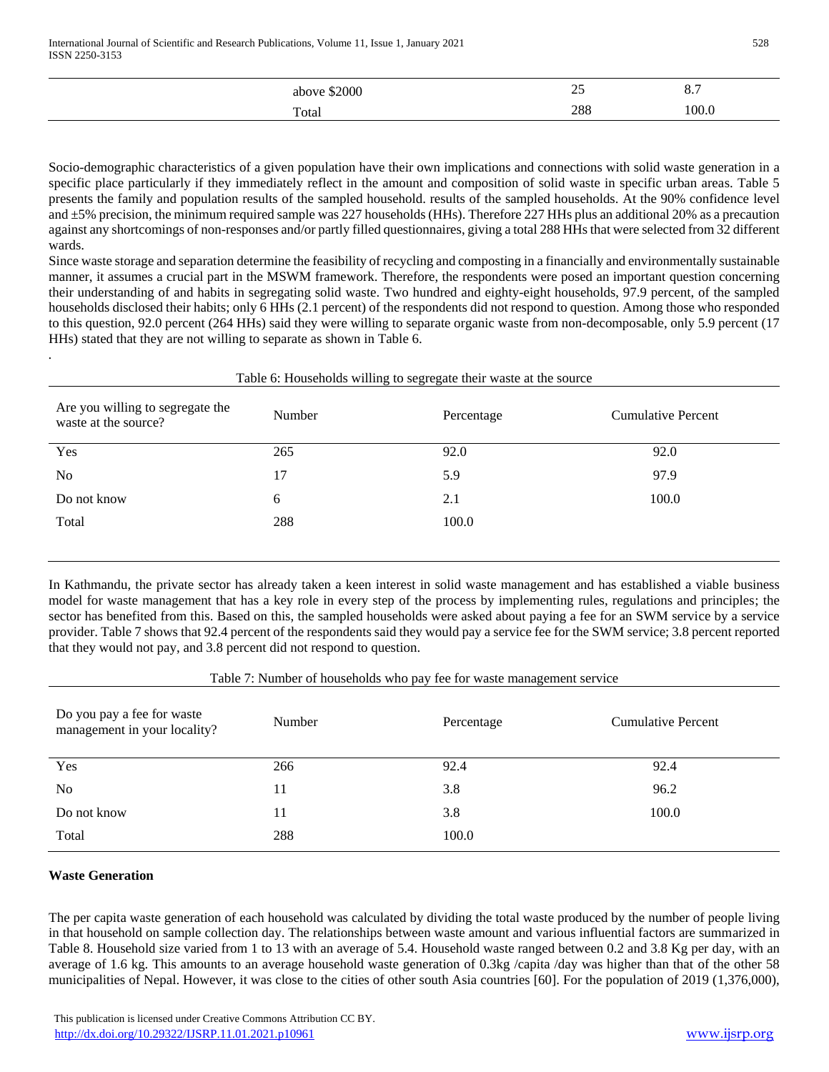| | | |
|---|---|---|
| above $2000 | 25 | 8.7 |
| Total | 288 | 100.0 |

Socio-demographic characteristics of a given population have their own implications and connections with solid waste generation in a specific place particularly if they immediately reflect in the amount and composition of solid waste in specific urban areas. Table 5 presents the family and population results of the sampled household. results of the sampled households. At the 90% confidence level and ±5% precision, the minimum required sample was 227 households (HHs). Therefore 227 HHs plus an additional 20% as a precaution against any shortcomings of non-responses and/or partly filled questionnaires, giving a total 288 HHs that were selected from 32 different wards.

Since waste storage and separation determine the feasibility of recycling and composting in a financially and environmentally sustainable manner, it assumes a crucial part in the MSWM framework. Therefore, the respondents were posed an important question concerning their understanding of and habits in segregating solid waste. Two hundred and eighty-eight households, 97.9 percent, of the sampled households disclosed their habits; only 6 HHs (2.1 percent) of the respondents did not respond to question. Among those who responded to this question, 92.0 percent (264 HHs) said they were willing to separate organic waste from non-decomposable, only 5.9 percent (17 HHs) stated that they are not willing to separate as shown in Table 6.

.

Table 6: Households willing to segregate their waste at the source

| Are you willing to segregate the waste at the source? | Number | Percentage | Cumulative Percent |
|---|---|---|---|
| Yes | 265 | 92.0 | 92.0 |
| No | 17 | 5.9 | 97.9 |
| Do not know | 6 | 2.1 | 100.0 |
| Total | 288 | 100.0 | |

In Kathmandu, the private sector has already taken a keen interest in solid waste management and has established a viable business model for waste management that has a key role in every step of the process by implementing rules, regulations and principles; the sector has benefited from this. Based on this, the sampled households were asked about paying a fee for an SWM service by a service provider. Table 7 shows that 92.4 percent of the respondents said they would pay a service fee for the SWM service; 3.8 percent reported that they would not pay, and 3.8 percent did not respond to question.

Table 7: Number of households who pay fee for waste management service

| Do you pay a fee for waste management in your locality? | Number | Percentage | Cumulative Percent |
|---|---|---|---|
| Yes | 266 | 92.4 | 92.4 |
| No | 11 | 3.8 | 96.2 |
| Do not know | 11 | 3.8 | 100.0 |
| Total | 288 | 100.0 | |

**Waste Generation**

The per capita waste generation of each household was calculated by dividing the total waste produced by the number of people living in that household on sample collection day. The relationships between waste amount and various influential factors are summarized in Table 8. Household size varied from 1 to 13 with an average of 5.4. Household waste ranged between 0.2 and 3.8 Kg per day, with an average of 1.6 kg. This amounts to an average household waste generation of 0.3kg /capita /day was higher than that of the other 58 municipalities of Nepal. However, it was close to the cities of other south Asia countries [60]. For the population of 2019 (1,376,000),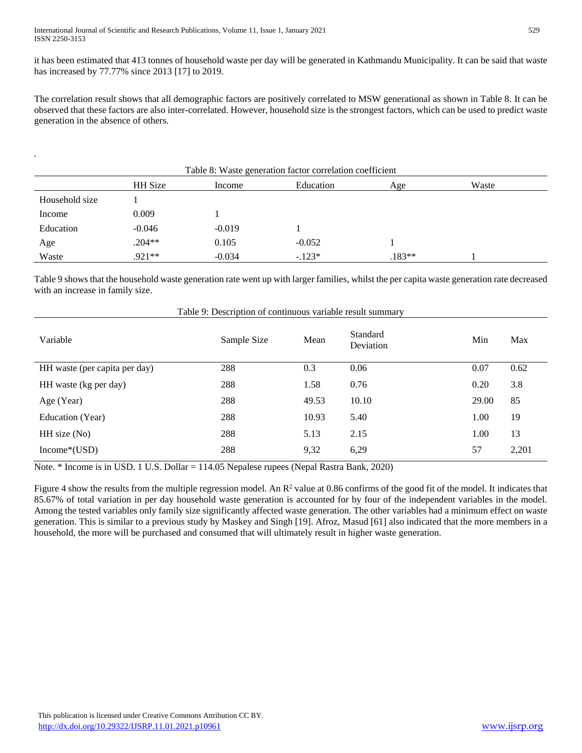it has been estimated that 413 tonnes of household waste per day will be generated in Kathmandu Municipality. It can be said that waste has increased by 77.77% since 2013 [17] to 2019.

The correlation result shows that all demographic factors are positively correlated to MSW generational as shown in Table 8. It can be observed that these factors are also inter-correlated. However, household size is the strongest factors, which can be used to predict waste generation in the absence of others.

.

Table 8: Waste generation factor correlation coefficient

| | HH Size | Income | Education | Age | Waste |
|---|---|---|---|---|---|
| Household size | 1 | | | | |
| Income | 0.009 | 1 | | | |
| Education | -0.046 | -0.019 | 1 | | |
| Age | .204** | 0.105 | -0.052 | 1 | |
| Waste | .921** | -0.034 | -.123* | .183** | 1 |

Table 9 shows that the household waste generation rate went up with larger families, whilst the per capita waste generation rate decreased with an increase in family size.

Table 9: Description of continuous variable result summary

| Variable | Sample Size | Mean | Standard Deviation | Min | Max |
|---|---|---|---|---|---|
| HH waste (per capita per day) | 288 | 0.3 | 0.06 | 0.07 | 0.62 |
| HH waste (kg per day) | 288 | 1.58 | 0.76 | 0.20 | 3.8 |
| Age (Year) | 288 | 49.53 | 10.10 | 29.00 | 85 |
| Education (Year) | 288 | 10.93 | 5.40 | 1.00 | 19 |
| HH size (No) | 288 | 5.13 | 2.15 | 1.00 | 13 |
| Income*(USD) | 288 | 9,32 | 6,29 | 57 | 2,201 |

Note. * Income is in USD. 1 U.S. Dollar = 114.05 Nepalese rupees (Nepal Rastra Bank, 2020)

Figure 4 show the results from the multiple regression model. An $R^2$ value at 0.86 confirms of the good fit of the model. It indicates that 85.67% of total variation in per day household waste generation is accounted for by four of the independent variables in the model. Among the tested variables only family size significantly affected waste generation. The other variables had a minimum effect on waste generation. This is similar to a previous study by Maskey and Singh [19]. Afroz, Masud [61] also indicated that the more members in a household, the more will be purchased and consumed that will ultimately result in higher waste generation.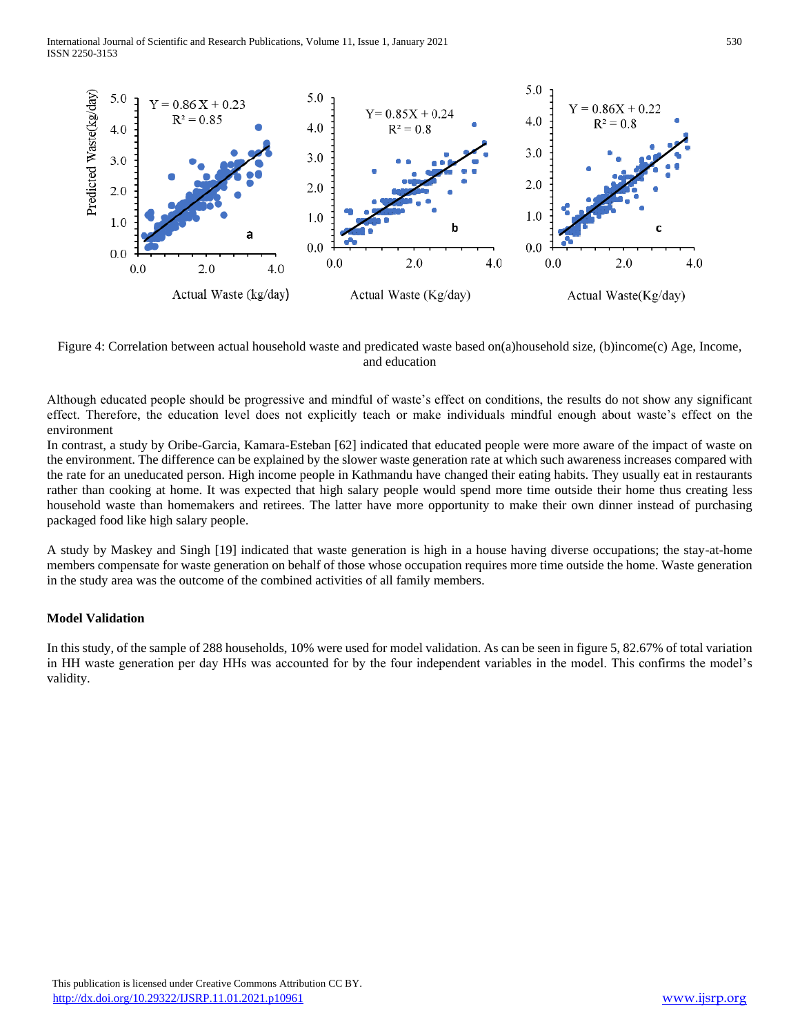$Y = 0.86X + 0.23$
$R^2 = 0.85$

Predicted Waste(kg/day)

Actual Waste (kg/day)

a

$Y = 0.85X + 0.24$
$R^2 = 0.8$

Actual Waste (Kg/day)

b

$Y = 0.86X + 0.22$
$R^2 = 0.8$

Actual Waste(Kg/day)

c

Figure 4: Correlation between actual household waste and predicated waste based on(a)household size, (b)income(c) Age, Income, and education

Although educated people should be progressive and mindful of waste's effect on conditions, the results do not show any significant effect. Therefore, the education level does not explicitly teach or make individuals mindful enough about waste's effect on the environment

In contrast, a study by Oribe-Garcia, Kamara-Esteban [62] indicated that educated people were more aware of the impact of waste on the environment. The difference can be explained by the slower waste generation rate at which such awareness increases compared with the rate for an uneducated person. High income people in Kathmandu have changed their eating habits. They usually eat in restaurants rather than cooking at home. It was expected that high salary people would spend more time outside their home thus creating less household waste than homemakers and retirees. The latter have more opportunity to make their own dinner instead of purchasing packaged food like high salary people.

A study by Maskey and Singh [19] indicated that waste generation is high in a house having diverse occupations; the stay-at-home members compensate for waste generation on behalf of those whose occupation requires more time outside the home. Waste generation in the study area was the outcome of the combined activities of all family members.

**Model Validation**

In this study, of the sample of 288 households, 10% were used for model validation. As can be seen in figure 5, 82.67% of total variation in HH waste generation per day HHs was accounted for by the four independent variables in the model. This confirms the model's validity.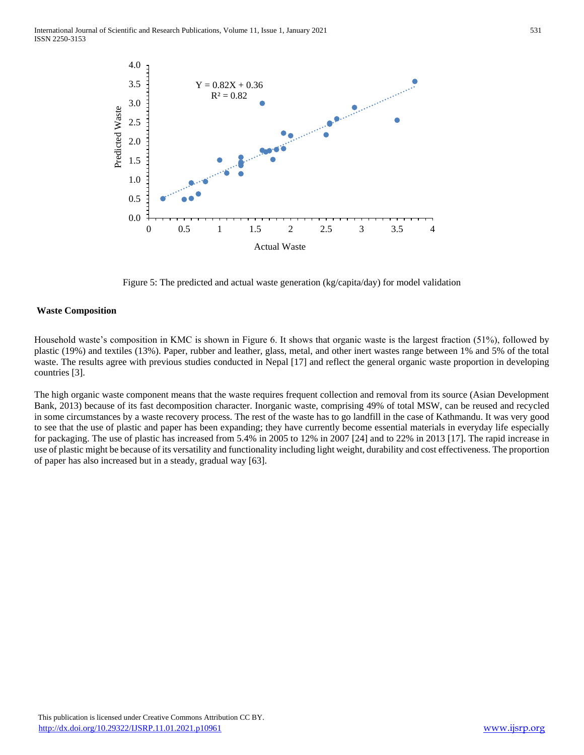4.0
3.5
3.0
2.5
2.0
1.5
1.0
0.5
0.0

0 0.5 1 1.5 2 2.5 3 3.5 4

Predicted Waste

Actual Waste

$Y = 0.82X + 0.36$

$R^2 = 0.82$

Figure 5: The predicted and actual waste generation (kg/capita/day) for model validation

**Waste Composition**

Household waste's composition in KMC is shown in Figure 6. It shows that organic waste is the largest fraction (51%), followed by plastic (19%) and textiles (13%). Paper, rubber and leather, glass, metal, and other inert wastes range between 1% and 5% of the total waste. The results agree with previous studies conducted in Nepal [17] and reflect the general organic waste proportion in developing countries [3].

The high organic waste component means that the waste requires frequent collection and removal from its source (Asian Development Bank, 2013) because of its fast decomposition character. Inorganic waste, comprising 49% of total MSW, can be reused and recycled in some circumstances by a waste recovery process. The rest of the waste has to go landfill in the case of Kathmandu. It was very good to see that the use of plastic and paper has been expanding; they have currently become essential materials in everyday life especially for packaging. The use of plastic has increased from 5.4% in 2005 to 12% in 2007 [24] and to 22% in 2013 [17]. The rapid increase in use of plastic might be because of its versatility and functionality including light weight, durability and cost effectiveness. The proportion of paper has also increased but in a steady, gradual way [63].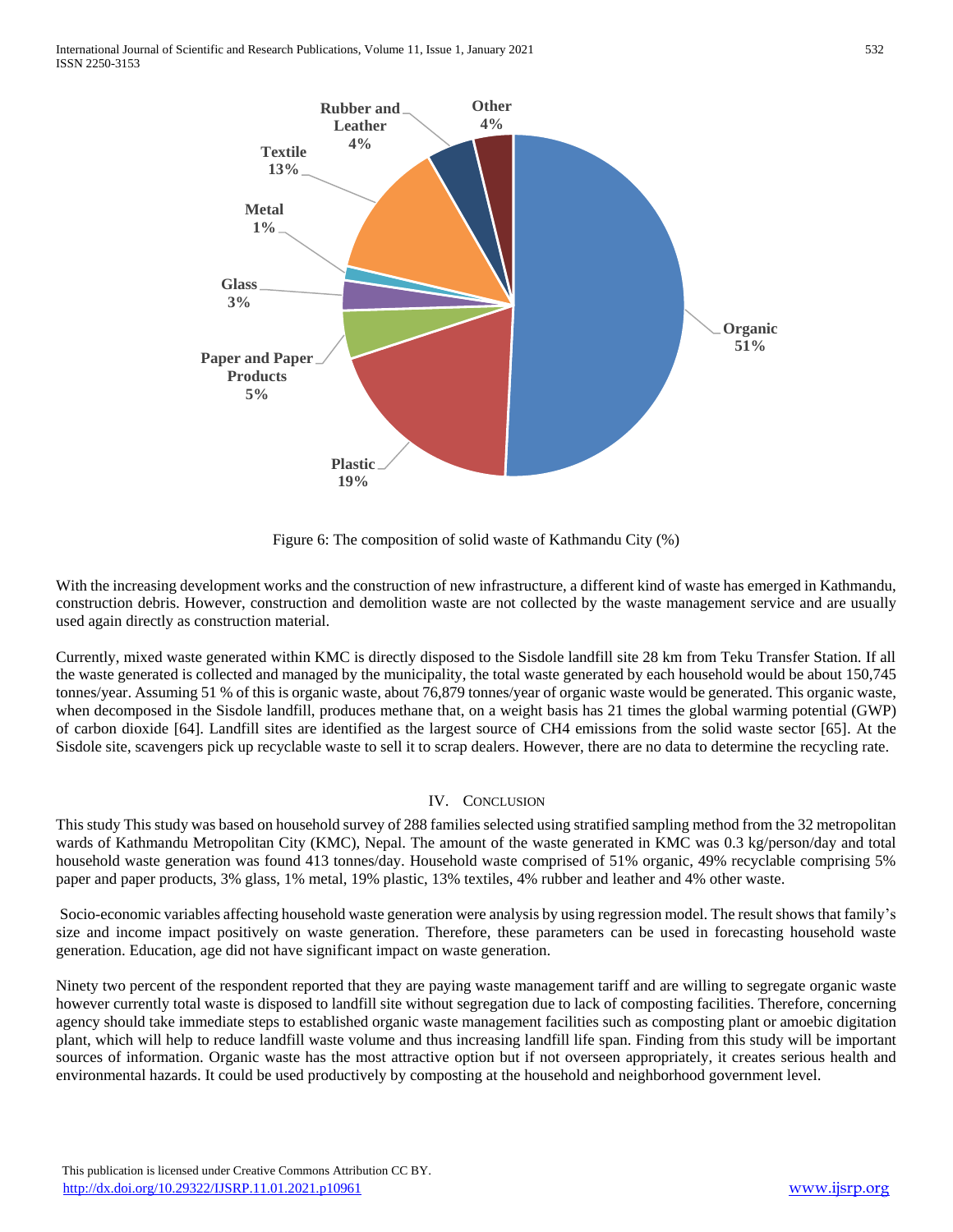Rubber and Leather
4%

Other
4%

Textile
13%

Metal
1%

Glass
3%

Paper and Paper Products
5%

Plastic
19%

Organic
51%

Figure 6: The composition of solid waste of Kathmandu City (%)

With the increasing development works and the construction of new infrastructure, a different kind of waste has emerged in Kathmandu, construction debris. However, construction and demolition waste are not collected by the waste management service and are usually used again directly as construction material.

Currently, mixed waste generated within KMC is directly disposed to the Sisdole landfill site 28 km from Teku Transfer Station. If all the waste generated is collected and managed by the municipality, the total waste generated by each household would be about 150,745 tonnes/year. Assuming 51 % of this is organic waste, about 76,879 tonnes/year of organic waste would be generated. This organic waste, when decomposed in the Sisdole landfill, produces methane that, on a weight basis has 21 times the global warming potential (GWP) of carbon dioxide [64]. Landfill sites are identified as the largest source of $CH_4$ emissions from the solid waste sector [65]. At the Sisdole site, scavengers pick up recyclable waste to sell it to scrap dealers. However, there are no data to determine the recycling rate.

## IV. Conclusion

This study This study was based on household survey of 288 families selected using stratified sampling method from the 32 metropolitan wards of Kathmandu Metropolitan City (KMC), Nepal. The amount of the waste generated in KMC was 0.3 kg/person/day and total household waste generation was found 413 tonnes/day. Household waste comprised of 51% organic, 49% recyclable comprising 5% paper and paper products, 3% glass, 1% metal, 19% plastic, 13% textiles, 4% rubber and leather and 4% other waste.

Socio-economic variables affecting household waste generation were analysis by using regression model. The result shows that family's size and income impact positively on waste generation. Therefore, these parameters can be used in forecasting household waste generation. Education, age did not have significant impact on waste generation.

Ninety two percent of the respondent reported that they are paying waste management tariff and are willing to segregate organic waste however currently total waste is disposed to landfill site without segregation due to lack of composting facilities. Therefore, concerning agency should take immediate steps to established organic waste management facilities such as composting plant or amoebic digitation plant, which will help to reduce landfill waste volume and thus increasing landfill life span. Finding from this study will be important sources of information. Organic waste has the most attractive option but if not overseen appropriately, it creates serious health and environmental hazards. It could be used productively by composting at the household and neighborhood government level.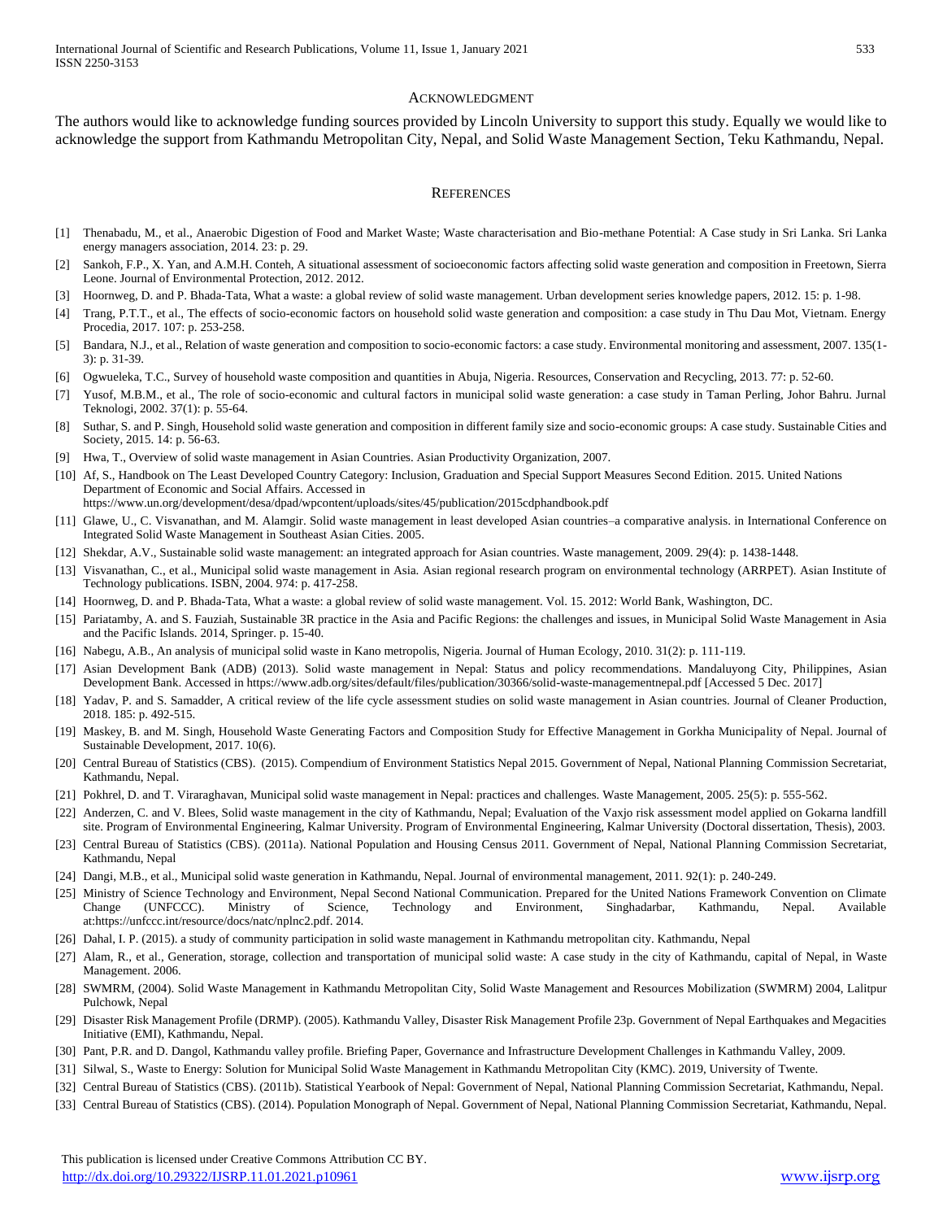## Acknowledgment

The authors would like to acknowledge funding sources provided by Lincoln University to support this study. Equally we would like to acknowledge the support from Kathmandu Metropolitan City, Nepal, and Solid Waste Management Section, Teku Kathmandu, Nepal.

## References

[1] Thenabadu, M., et al., Anaerobic Digestion of Food and Market Waste; Waste characterisation and Bio-methane Potential: A Case study in Sri Lanka. Sri Lanka energy managers association, 2014. 23: p. 29.

[2] Sankoh, F.P., X. Yan, and A.M.H. Conteh, A situational assessment of socioeconomic factors affecting solid waste generation and composition in Freetown, Sierra Leone. Journal of Environmental Protection, 2012. 2012.

[3] Hoornweg, D. and P. Bhada-Tata, What a waste: a global review of solid waste management. Urban development series knowledge papers, 2012. 15: p. 1-98.

[4] Trang, P.T.T., et al., The effects of socio-economic factors on household solid waste generation and composition: a case study in Thu Dau Mot, Vietnam. Energy Procedia, 2017. 107: p. 253-258.

[5] Bandara, N.J., et al., Relation of waste generation and composition to socio-economic factors: a case study. Environmental monitoring and assessment, 2007. 135(1-3): p. 31-39.

[6] Ogwueleka, T.C., Survey of household waste composition and quantities in Abuja, Nigeria. Resources, Conservation and Recycling, 2013. 77: p. 52-60.

[7] Yusof, M.B.M., et al., The role of socio-economic and cultural factors in municipal solid waste generation: a case study in Taman Perling, Johor Bahru. Jurnal Teknologi, 2002. 37(1): p. 55-64.

[8] Suthar, S. and P. Singh, Household solid waste generation and composition in different family size and socio-economic groups: A case study. Sustainable Cities and Society, 2015. 14: p. 56-63.

[9] Hwa, T., Overview of solid waste management in Asian Countries. Asian Productivity Organization, 2007.

[10] Af, S., Handbook on The Least Developed Country Category: Inclusion, Graduation and Special Support Measures Second Edition. 2015. United Nations Department of Economic and Social Affairs. Accessed in https://www.un.org/development/desa/dpad/wpcontent/uploads/sites/45/publication/2015cdphandbook.pdf

[11] Glawe, U., C. Visvanathan, and M. Alamgir. Solid waste management in least developed Asian countries–a comparative analysis. in International Conference on Integrated Solid Waste Management in Southeast Asian Cities. 2005.

[12] Shekdar, A.V., Sustainable solid waste management: an integrated approach for Asian countries. Waste management, 2009. 29(4): p. 1438-1448.

[13] Visvanathan, C., et al., Municipal solid waste management in Asia. Asian regional research program on environmental technology (ARRPET). Asian Institute of Technology publications. ISBN, 2004. 974: p. 417-258.

[14] Hoornweg, D. and P. Bhada-Tata, What a waste: a global review of solid waste management. Vol. 15. 2012: World Bank, Washington, DC.

[15] Pariatamby, A. and S. Fauziah, Sustainable 3R practice in the Asia and Pacific Regions: the challenges and issues, in Municipal Solid Waste Management in Asia and the Pacific Islands. 2014, Springer. p. 15-40.

[16] Nabegu, A.B., An analysis of municipal solid waste in Kano metropolis, Nigeria. Journal of Human Ecology, 2010. 31(2): p. 111-119.

[17] Asian Development Bank (ADB) (2013). Solid waste management in Nepal: Status and policy recommendations. Mandaluyong City, Philippines, Asian Development Bank. Accessed in https://www.adb.org/sites/default/files/publication/30366/solid-waste-managementnepal.pdf [Accessed 5 Dec. 2017]

[18] Yadav, P. and S. Samadder, A critical review of the life cycle assessment studies on solid waste management in Asian countries. Journal of Cleaner Production, 2018. 185: p. 492-515.

[19] Maskey, B. and M. Singh, Household Waste Generating Factors and Composition Study for Effective Management in Gorkha Municipality of Nepal. Journal of Sustainable Development, 2017. 10(6).

[20] Central Bureau of Statistics (CBS). (2015). Compendium of Environment Statistics Nepal 2015. Government of Nepal, National Planning Commission Secretariat, Kathmandu, Nepal.

[21] Pokhrel, D. and T. Viraraghavan, Municipal solid waste management in Nepal: practices and challenges. Waste Management, 2005. 25(5): p. 555-562.

[22] Anderzen, C. and V. Blees, Solid waste management in the city of Kathmandu, Nepal; Evaluation of the Vaxjo risk assessment model applied on Gokarna landfill site. Program of Environmental Engineering, Kalmar University. Program of Environmental Engineering, Kalmar University (Doctoral dissertation, Thesis), 2003.

[23] Central Bureau of Statistics (CBS). (2011a). National Population and Housing Census 2011. Government of Nepal, National Planning Commission Secretariat, Kathmandu, Nepal

[24] Dangi, M.B., et al., Municipal solid waste generation in Kathmandu, Nepal. Journal of environmental management, 2011. 92(1): p. 240-249.

[25] Ministry of Science Technology and Environment, Nepal Second National Communication. Prepared for the United Nations Framework Convention on Climate Change (UNFCCC). Ministry of Science, Technology and Environment, Singhadarbar, Kathmandu, Nepal. Available at:https://unfccc.int/resource/docs/natc/nplnc2.pdf. 2014.

[26] Dahal, I. P. (2015). a study of community participation in solid waste management in Kathmandu metropolitan city. Kathmandu, Nepal

[27] Alam, R., et al., Generation, storage, collection and transportation of municipal solid waste: A case study in the city of Kathmandu, capital of Nepal, in Waste Management. 2006.

[28] SWMRM, (2004). Solid Waste Management in Kathmandu Metropolitan City, Solid Waste Management and Resources Mobilization (SWMRM) 2004, Lalitpur Pulchowk, Nepal

[29] Disaster Risk Management Profile (DRMP). (2005). Kathmandu Valley, Disaster Risk Management Profile 23p. Government of Nepal Earthquakes and Megacities Initiative (EMI), Kathmandu, Nepal.

[30] Pant, P.R. and D. Dangol, Kathmandu valley profile. Briefing Paper, Governance and Infrastructure Development Challenges in Kathmandu Valley, 2009.

[31] Silwal, S., Waste to Energy: Solution for Municipal Solid Waste Management in Kathmandu Metropolitan City (KMC). 2019, University of Twente.

[32] Central Bureau of Statistics (CBS). (2011b). Statistical Yearbook of Nepal: Government of Nepal, National Planning Commission Secretariat, Kathmandu, Nepal.

[33] Central Bureau of Statistics (CBS). (2014). Population Monograph of Nepal. Government of Nepal, National Planning Commission Secretariat, Kathmandu, Nepal.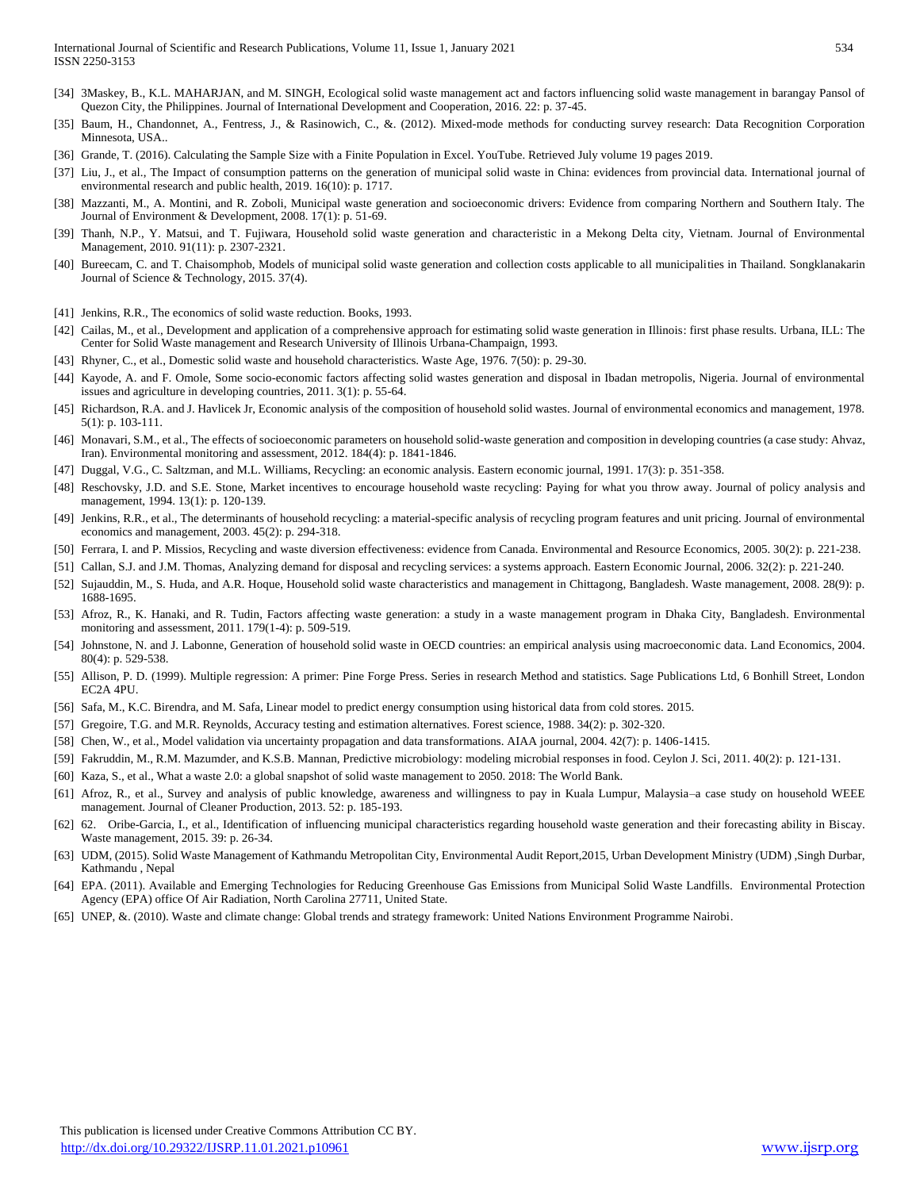[34] 3Maskey, B., K.L. MAHARJAN, and M. SINGH, Ecological solid waste management act and factors influencing solid waste management in barangay Pansol of Quezon City, the Philippines. Journal of International Development and Cooperation, 2016. 22: p. 37-45.

[35] Baum, H., Chandonnet, A., Fentress, J., & Rasinowich, C., &. (2012). Mixed-mode methods for conducting survey research: Data Recognition Corporation Minnesota, USA..

[36] Grande, T. (2016). Calculating the Sample Size with a Finite Population in Excel. YouTube. Retrieved July volume 19 pages 2019.

[37] Liu, J., et al., The Impact of consumption patterns on the generation of municipal solid waste in China: evidences from provincial data. International journal of environmental research and public health, 2019. 16(10): p. 1717.

[38] Mazzanti, M., A. Montini, and R. Zoboli, Municipal waste generation and socioeconomic drivers: Evidence from comparing Northern and Southern Italy. The Journal of Environment & Development, 2008. 17(1): p. 51-69.

[39] Thanh, N.P., Y. Matsui, and T. Fujiwara, Household solid waste generation and characteristic in a Mekong Delta city, Vietnam. Journal of Environmental Management, 2010. 91(11): p. 2307-2321.

[40] Bureecam, C. and T. Chaisomphob, Models of municipal solid waste generation and collection costs applicable to all municipalities in Thailand. Songklanakarin Journal of Science & Technology, 2015. 37(4).

[41] Jenkins, R.R., The economics of solid waste reduction. Books, 1993.

[42] Cailas, M., et al., Development and application of a comprehensive approach for estimating solid waste generation in Illinois: first phase results. Urbana, ILL: The Center for Solid Waste management and Research University of Illinois Urbana-Champaign, 1993.

[43] Rhyner, C., et al., Domestic solid waste and household characteristics. Waste Age, 1976. 7(50): p. 29-30.

[44] Kayode, A. and F. Omole, Some socio-economic factors affecting solid wastes generation and disposal in Ibadan metropolis, Nigeria. Journal of environmental issues and agriculture in developing countries, 2011. 3(1): p. 55-64.

[45] Richardson, R.A. and J. Havlicek Jr, Economic analysis of the composition of household solid wastes. Journal of environmental economics and management, 1978. 5(1): p. 103-111.

[46] Monavari, S.M., et al., The effects of socioeconomic parameters on household solid-waste generation and composition in developing countries (a case study: Ahvaz, Iran). Environmental monitoring and assessment, 2012. 184(4): p. 1841-1846.

[47] Duggal, V.G., C. Saltzman, and M.L. Williams, Recycling: an economic analysis. Eastern economic journal, 1991. 17(3): p. 351-358.

[48] Reschovsky, J.D. and S.E. Stone, Market incentives to encourage household waste recycling: Paying for what you throw away. Journal of policy analysis and management, 1994. 13(1): p. 120-139.

[49] Jenkins, R.R., et al., The determinants of household recycling: a material-specific analysis of recycling program features and unit pricing. Journal of environmental economics and management, 2003. 45(2): p. 294-318.

[50] Ferrara, I. and P. Missios, Recycling and waste diversion effectiveness: evidence from Canada. Environmental and Resource Economics, 2005. 30(2): p. 221-238.

[51] Callan, S.J. and J.M. Thomas, Analyzing demand for disposal and recycling services: a systems approach. Eastern Economic Journal, 2006. 32(2): p. 221-240.

[52] Sujauddin, M., S. Huda, and A.R. Hoque, Household solid waste characteristics and management in Chittagong, Bangladesh. Waste management, 2008. 28(9): p. 1688-1695.

[53] Afroz, R., K. Hanaki, and R. Tudin, Factors affecting waste generation: a study in a waste management program in Dhaka City, Bangladesh. Environmental monitoring and assessment, 2011. 179(1-4): p. 509-519.

[54] Johnstone, N. and J. Labonne, Generation of household solid waste in OECD countries: an empirical analysis using macroeconomic data. Land Economics, 2004. 80(4): p. 529-538.

[55] Allison, P. D. (1999). Multiple regression: A primer: Pine Forge Press. Series in research Method and statistics. Sage Publications Ltd, 6 Bonhill Street, London EC2A 4PU.

[56] Safa, M., K.C. Birendra, and M. Safa, Linear model to predict energy consumption using historical data from cold stores. 2015.

[57] Gregoire, T.G. and M.R. Reynolds, Accuracy testing and estimation alternatives. Forest science, 1988. 34(2): p. 302-320.

[58] Chen, W., et al., Model validation via uncertainty propagation and data transformations. AIAA journal, 2004. 42(7): p. 1406-1415.

[59] Fakruddin, M., R.M. Mazumder, and K.S.B. Mannan, Predictive microbiology: modeling microbial responses in food. Ceylon J. Sci, 2011. 40(2): p. 121-131.

[60] Kaza, S., et al., What a waste 2.0: a global snapshot of solid waste management to 2050. 2018: The World Bank.

[61] Afroz, R., et al., Survey and analysis of public knowledge, awareness and willingness to pay in Kuala Lumpur, Malaysia–a case study on household WEEE management. Journal of Cleaner Production, 2013. 52: p. 185-193.

[62] 62. Oribe-Garcia, I., et al., Identification of influencing municipal characteristics regarding household waste generation and their forecasting ability in Biscay. Waste management, 2015. 39: p. 26-34.

[63] UDM, (2015). Solid Waste Management of Kathmandu Metropolitan City, Environmental Audit Report,2015, Urban Development Ministry (UDM) ,Singh Durbar, Kathmandu , Nepal

[64] EPA. (2011). Available and Emerging Technologies for Reducing Greenhouse Gas Emissions from Municipal Solid Waste Landfills. Environmental Protection Agency (EPA) office Of Air Radiation, North Carolina 27711, United State.

[65] UNEP, &. (2010). Waste and climate change: Global trends and strategy framework: United Nations Environment Programme Nairobi.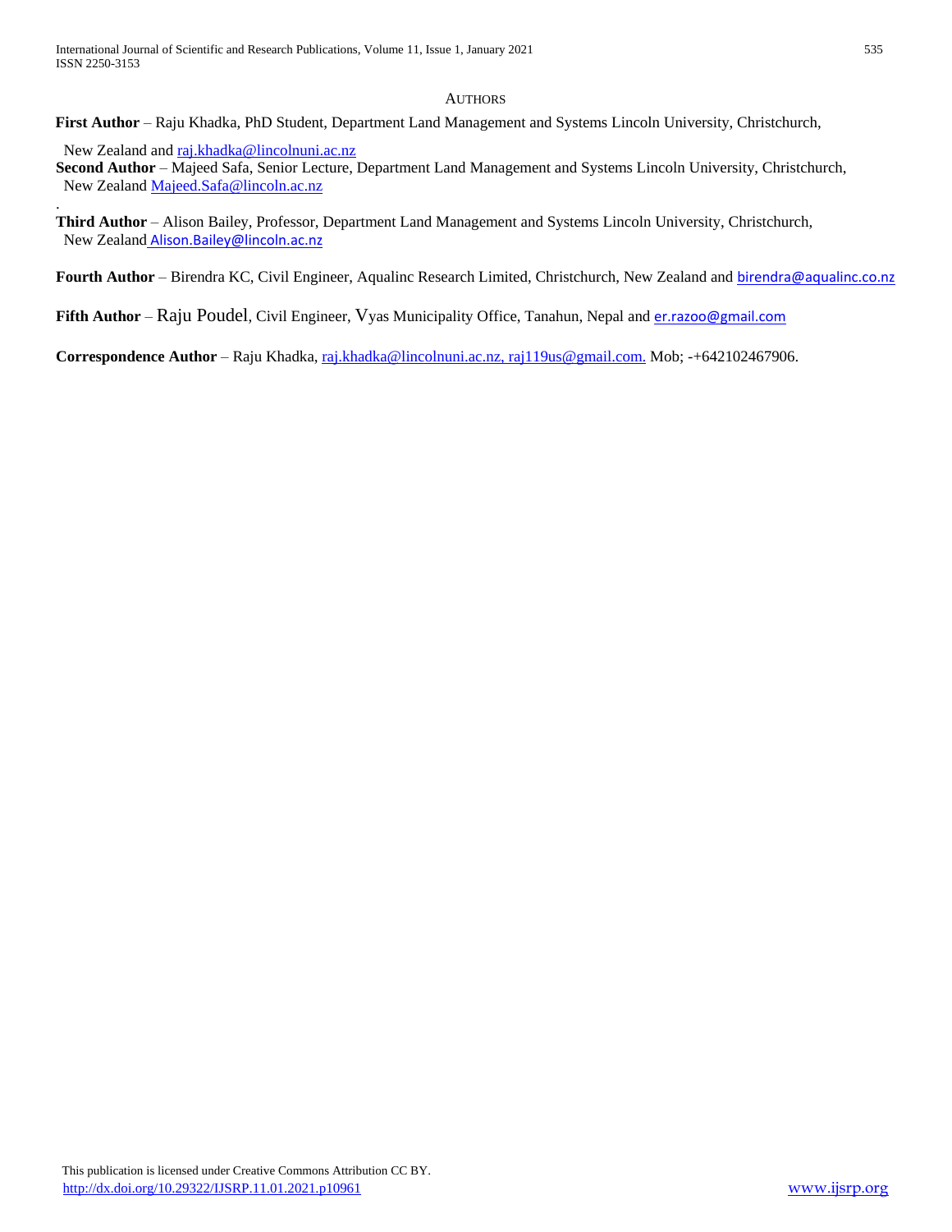### AUTHORS

**First Author** – Raju Khadka, PhD Student, Department Land Management and Systems Lincoln University, Christchurch, New Zealand and raj.khadka@lincolnuni.ac.nz

**Second Author** – Majeed Safa, Senior Lecture, Department Land Management and Systems Lincoln University, Christchurch, New Zealand Majeed.Safa@lincoln.ac.nz

**Third Author** – Alison Bailey, Professor, Department Land Management and Systems Lincoln University, Christchurch, New Zealand Alison.Bailey@lincoln.ac.nz

**Fourth Author** – Birendra KC, Civil Engineer, Aqualinc Research Limited, Christchurch, New Zealand and birendra@aqualinc.co.nz

**Fifth Author** – Raju Poudel, Civil Engineer, Vyas Municipality Office, Tanahun, Nepal and er.razoo@gmail.com

**Correspondence Author** – Raju Khadka, raj.khadka@lincolnuni.ac.nz, raj119us@gmail.com. Mob; -+642102467906.

This publication is licensed under Creative Commons Attribution CC BY.
http://dx.doi.org/10.29322/IJSRP.11.01.2021.p10961